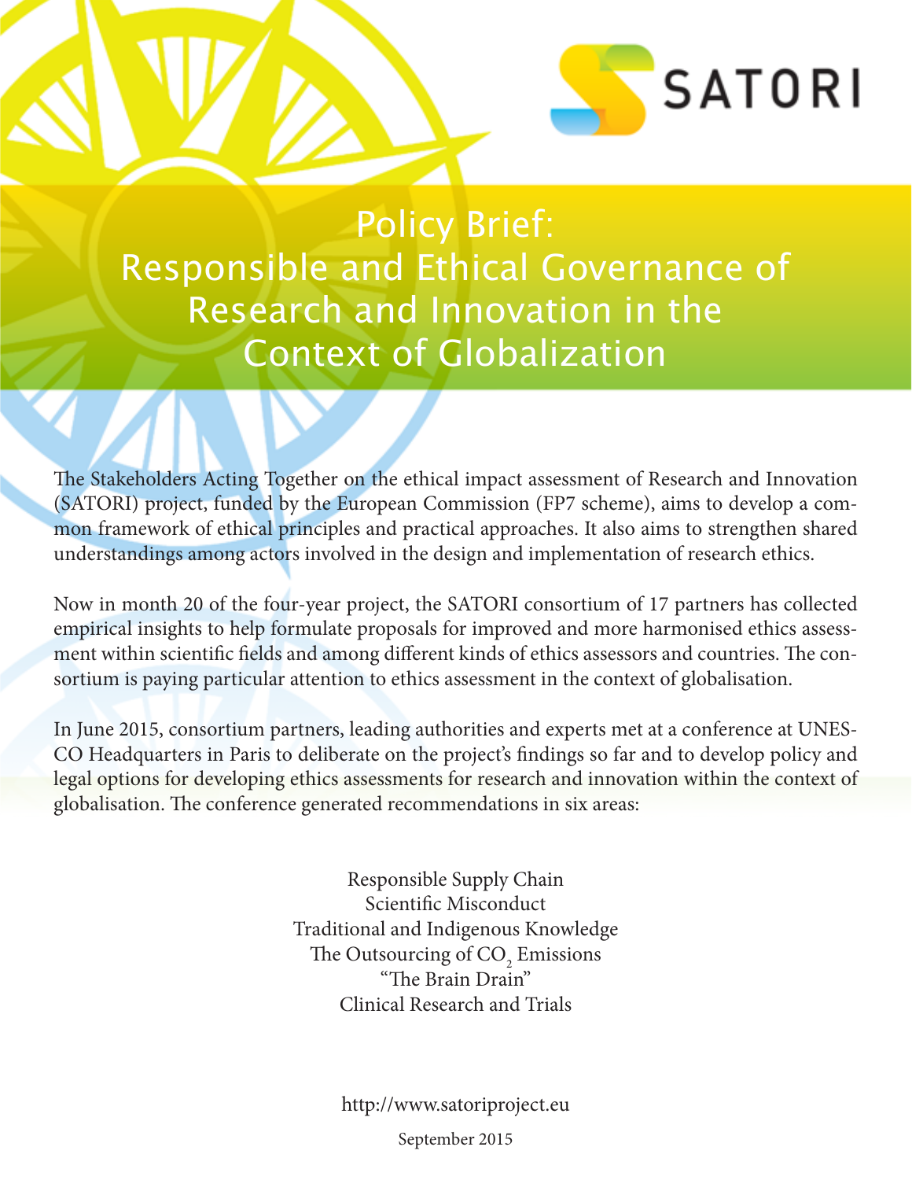SATORI

# Policy Brief: Responsible and Ethical Governance of Research and Innovation in the Context of Globalization

The Stakeholders Acting Together on the ethical impact assessment of Research and Innovation (SATORI) project, funded by the European Commission (FP7 scheme), aims to develop a common framework of ethical principles and practical approaches. It also aims to strengthen shared understandings among actors involved in the design and implementation of research ethics.

Now in month 20 of the four-year project, the SATORI consortium of 17 partners has collected empirical insights to help formulate proposals for improved and more harmonised ethics assessment within scientific fields and among different kinds of ethics assessors and countries. The consortium is paying particular attention to ethics assessment in the context of globalisation.

In June 2015, consortium partners, leading authorities and experts met at a conference at UNESCO Headquarters in Paris to deliberate on the project's findings so far and to develop policy and legal options for developing ethics assessments for research and innovation within the context of globalisation. The conference generated recommendations in six areas:

Responsible Supply Chain
Scientific Misconduct
Traditional and Indigenous Knowledge
The Outsourcing of $CO_2$ Emissions
"The Brain Drain"
Clinical Research and Trials

http://www.satoriproject.eu

September 2015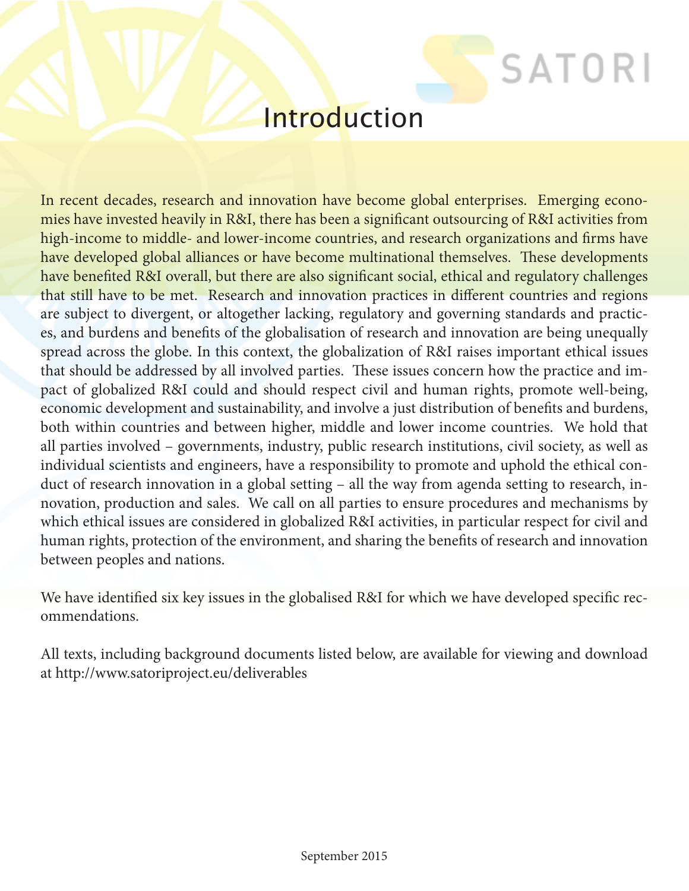# Introduction

In recent decades, research and innovation have become global enterprises. Emerging economies have invested heavily in R&I, there has been a significant outsourcing of R&I activities from high-income to middle- and lower-income countries, and research organizations and firms have have developed global alliances or have become multinational themselves. These developments have benefited R&I overall, but there are also significant social, ethical and regulatory challenges that still have to be met. Research and innovation practices in different countries and regions are subject to divergent, or altogether lacking, regulatory and governing standards and practices, and burdens and benefits of the globalisation of research and innovation are being unequally spread across the globe. In this context, the globalization of R&I raises important ethical issues that should be addressed by all involved parties. These issues concern how the practice and impact of globalized R&I could and should respect civil and human rights, promote well-being, economic development and sustainability, and involve a just distribution of benefits and burdens, both within countries and between higher, middle and lower income countries. We hold that all parties involved – governments, industry, public research institutions, civil society, as well as individual scientists and engineers, have a responsibility to promote and uphold the ethical conduct of research innovation in a global setting – all the way from agenda setting to research, innovation, production and sales. We call on all parties to ensure procedures and mechanisms by which ethical issues are considered in globalized R&I activities, in particular respect for civil and human rights, protection of the environment, and sharing the benefits of research and innovation between peoples and nations.

We have identified six key issues in the globalised R&I for which we have developed specific recommendations.

All texts, including background documents listed below, are available for viewing and download at http://www.satoriproject.eu/deliverables

September 2015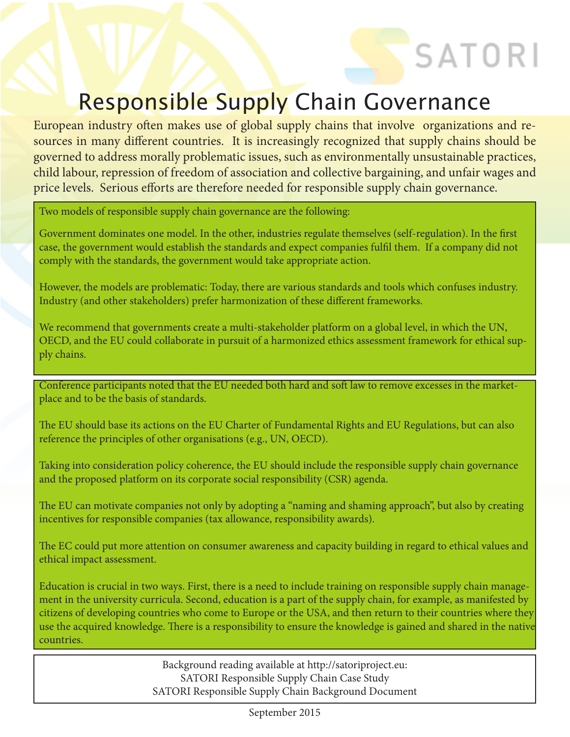SATORI

# Responsible Supply Chain Governance

European industry often makes use of global supply chains that involve organizations and resources in many different countries. It is increasingly recognized that supply chains should be governed to address morally problematic issues, such as environmentally unsustainable practices, child labour, repression of freedom of association and collective bargaining, and unfair wages and price levels. Serious efforts are therefore needed for responsible supply chain governance.

Two models of responsible supply chain governance are the following:

Government dominates one model. In the other, industries regulate themselves (self-regulation). In the first case, the government would establish the standards and expect companies fulfil them. If a company did not comply with the standards, the government would take appropriate action.

However, the models are problematic: Today, there are various standards and tools which confuses industry. Industry (and other stakeholders) prefer harmonization of these different frameworks.

We recommend that governments create a multi-stakeholder platform on a global level, in which the UN, OECD, and the EU could collaborate in pursuit of a harmonized ethics assessment framework for ethical supply chains.

Conference participants noted that the EU needed both hard and soft law to remove excesses in the marketplace and to be the basis of standards.

The EU should base its actions on the EU Charter of Fundamental Rights and EU Regulations, but can also reference the principles of other organisations (e.g., UN, OECD).

Taking into consideration policy coherence, the EU should include the responsible supply chain governance and the proposed platform on its corporate social responsibility (CSR) agenda.

The EU can motivate companies not only by adopting a "naming and shaming approach", but also by creating incentives for responsible companies (tax allowance, responsibility awards).

The EC could put more attention on consumer awareness and capacity building in regard to ethical values and ethical impact assessment.

Education is crucial in two ways. First, there is a need to include training on responsible supply chain management in the university curricula. Second, education is a part of the supply chain, for example, as manifested by citizens of developing countries who come to Europe or the USA, and then return to their countries where they use the acquired knowledge. There is a responsibility to ensure the knowledge is gained and shared in the native countries.

Background reading available at http://satoriproject.eu:
SATORI Responsible Supply Chain Case Study
SATORI Responsible Supply Chain Background Document

September 2015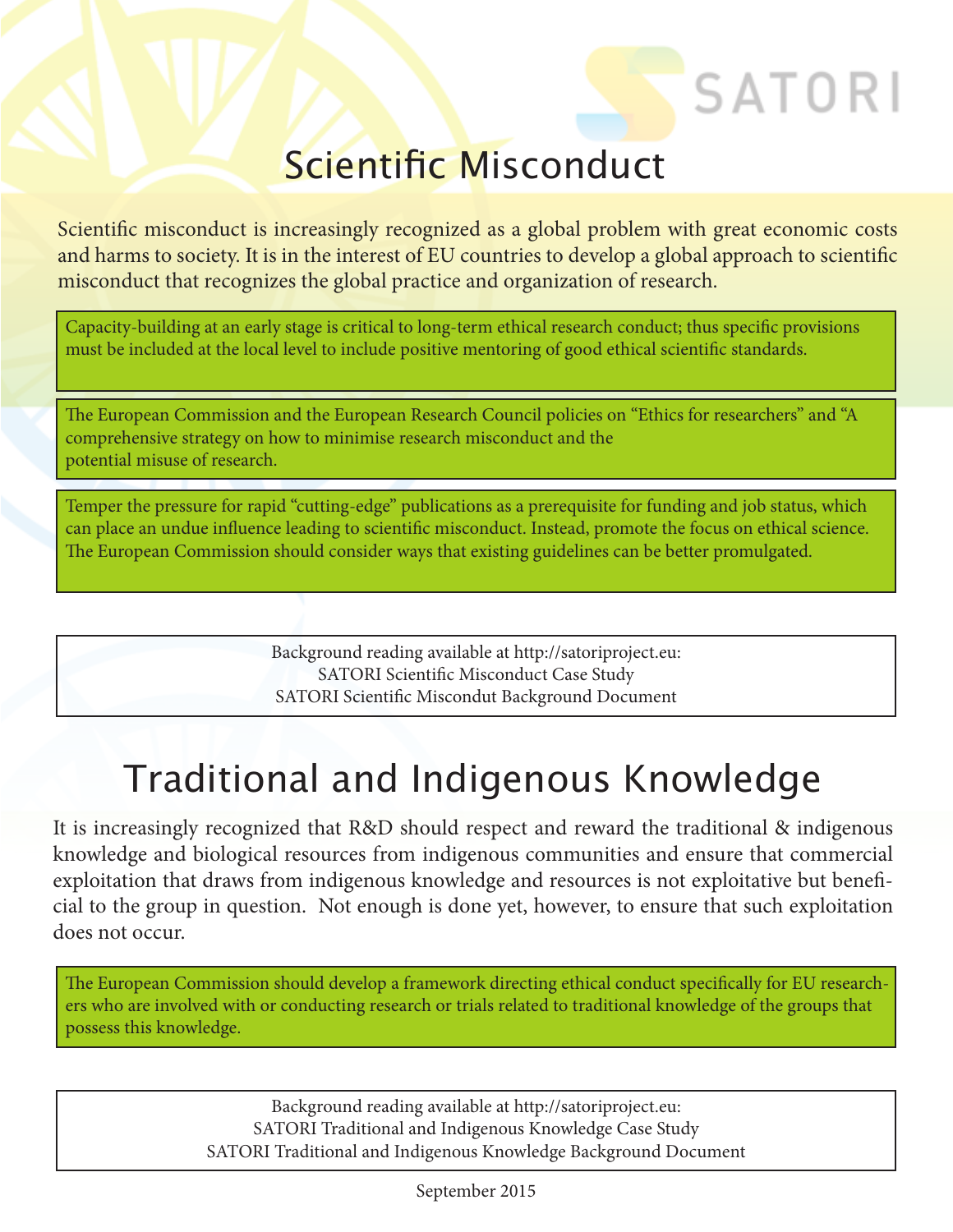# Scientific Misconduct

Scientific misconduct is increasingly recognized as a global problem with great economic costs and harms to society. It is in the interest of EU countries to develop a global approach to scientific misconduct that recognizes the global practice and organization of research.

Capacity-building at an early stage is critical to long-term ethical research conduct; thus specific provisions must be included at the local level to include positive mentoring of good ethical scientific standards.

The European Commission and the European Research Council policies on "Ethics for researchers" and "A comprehensive strategy on how to minimise research misconduct and the potential misuse of research.

Temper the pressure for rapid "cutting-edge" publications as a prerequisite for funding and job status, which can place an undue influence leading to scientific misconduct. Instead, promote the focus on ethical science. The European Commission should consider ways that existing guidelines can be better promulgated.

Background reading available at http://satoriproject.eu:
SATORI Scientific Misconduct Case Study
SATORI Scientific Miscondut Background Document

# Traditional and Indigenous Knowledge

It is increasingly recognized that R&D should respect and reward the traditional & indigenous knowledge and biological resources from indigenous communities and ensure that commercial exploitation that draws from indigenous knowledge and resources is not exploitative but beneficial to the group in question. Not enough is done yet, however, to ensure that such exploitation does not occur.

The European Commission should develop a framework directing ethical conduct specifically for EU researchers who are involved with or conducting research or trials related to traditional knowledge of the groups that possess this knowledge.

Background reading available at http://satoriproject.eu:
SATORI Traditional and Indigenous Knowledge Case Study
SATORI Traditional and Indigenous Knowledge Background Document

September 2015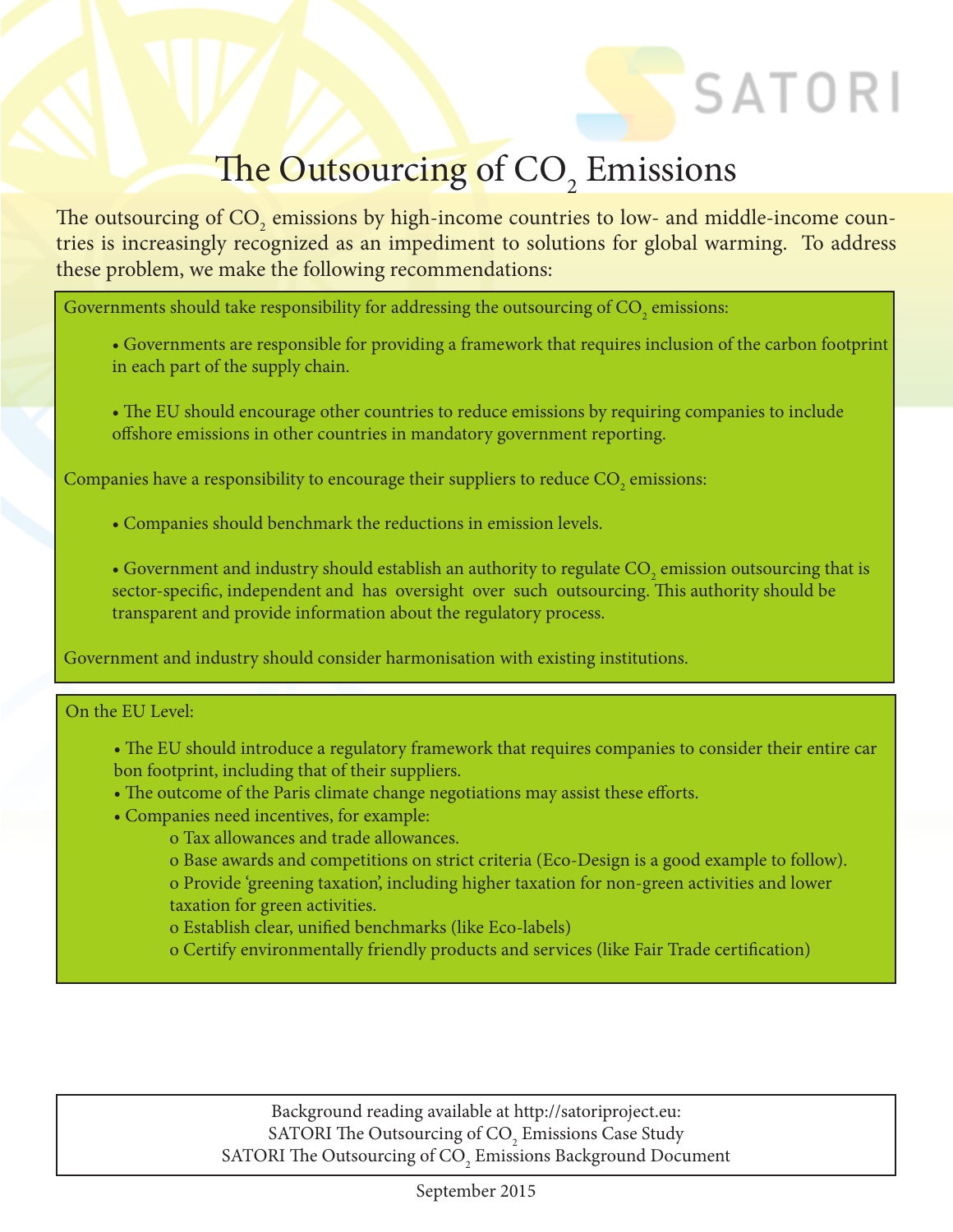# The Outsourcing of $CO_2$ Emissions

The outsourcing of $CO_2$ emissions by high-income countries to low- and middle-income countries is increasingly recognized as an impediment to solutions for global warming. To address these problem, we make the following recommendations:

Governments should take responsibility for addressing the outsourcing of $CO_2$ emissions:

- Governments are responsible for providing a framework that requires inclusion of the carbon footprint in each part of the supply chain.

- The EU should encourage other countries to reduce emissions by requiring companies to include offshore emissions in other countries in mandatory government reporting.

Companies have a responsibility to encourage their suppliers to reduce $CO_2$ emissions:

- Companies should benchmark the reductions in emission levels.

- Government and industry should establish an authority to regulate $CO_2$ emission outsourcing that is sector-specific, independent and has oversight over such outsourcing. This authority should be transparent and provide information about the regulatory process.

Government and industry should consider harmonisation with existing institutions.

On the EU Level:

- The EU should introduce a regulatory framework that requires companies to consider their entire car bon footprint, including that of their suppliers.
- The outcome of the Paris climate change negotiations may assist these efforts.
- Companies need incentives, for example:
  - o Tax allowances and trade allowances.
  - o Base awards and competitions on strict criteria (Eco-Design is a good example to follow).
  - o Provide 'greening taxation', including higher taxation for non-green activities and lower taxation for green activities.
  - o Establish clear, unified benchmarks (like Eco-labels)
  - o Certify environmentally friendly products and services (like Fair Trade certification)

Background reading available at http://satoriproject.eu:
SATORI The Outsourcing of $CO_2$ Emissions Case Study
SATORI The Outsourcing of $CO_2$ Emissions Background Document

September 2015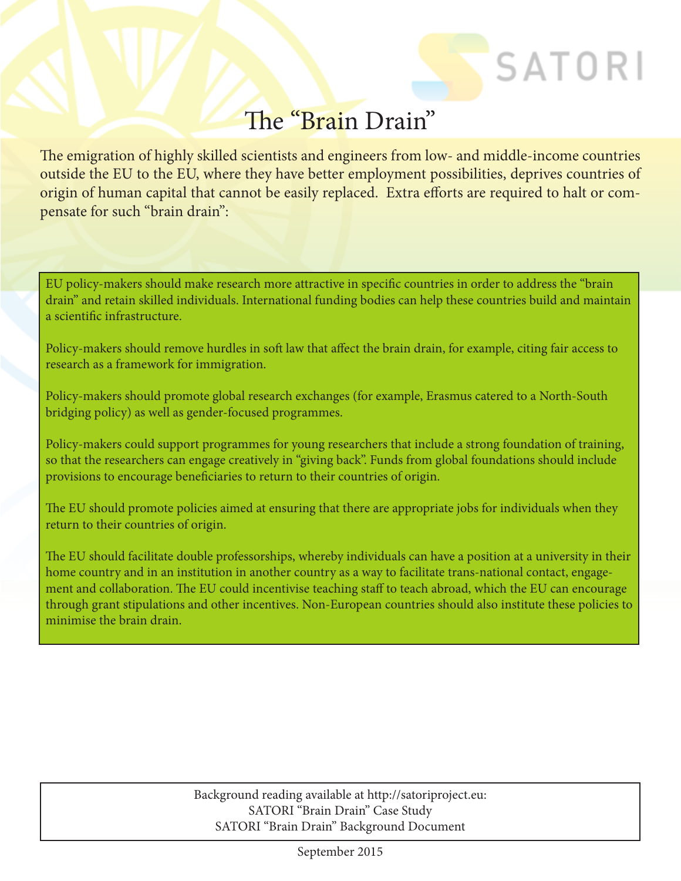# The "Brain Drain"

The emigration of highly skilled scientists and engineers from low- and middle-income countries outside the EU to the EU, where they have better employment possibilities, deprives countries of origin of human capital that cannot be easily replaced. Extra efforts are required to halt or compensate for such "brain drain":

EU policy-makers should make research more attractive in specific countries in order to address the "brain drain" and retain skilled individuals. International funding bodies can help these countries build and maintain a scientific infrastructure.

Policy-makers should remove hurdles in soft law that affect the brain drain, for example, citing fair access to research as a framework for immigration.

Policy-makers should promote global research exchanges (for example, Erasmus catered to a North-South bridging policy) as well as gender-focused programmes.

Policy-makers could support programmes for young researchers that include a strong foundation of training, so that the researchers can engage creatively in "giving back". Funds from global foundations should include provisions to encourage beneficiaries to return to their countries of origin.

The EU should promote policies aimed at ensuring that there are appropriate jobs for individuals when they return to their countries of origin.

The EU should facilitate double professorships, whereby individuals can have a position at a university in their home country and in an institution in another country as a way to facilitate trans-national contact, engagement and collaboration. The EU could incentivise teaching staff to teach abroad, which the EU can encourage through grant stipulations and other incentives. Non-European countries should also institute these policies to minimise the brain drain.

Background reading available at http://satoriproject.eu:
SATORI "Brain Drain" Case Study
SATORI "Brain Drain" Background Document

September 2015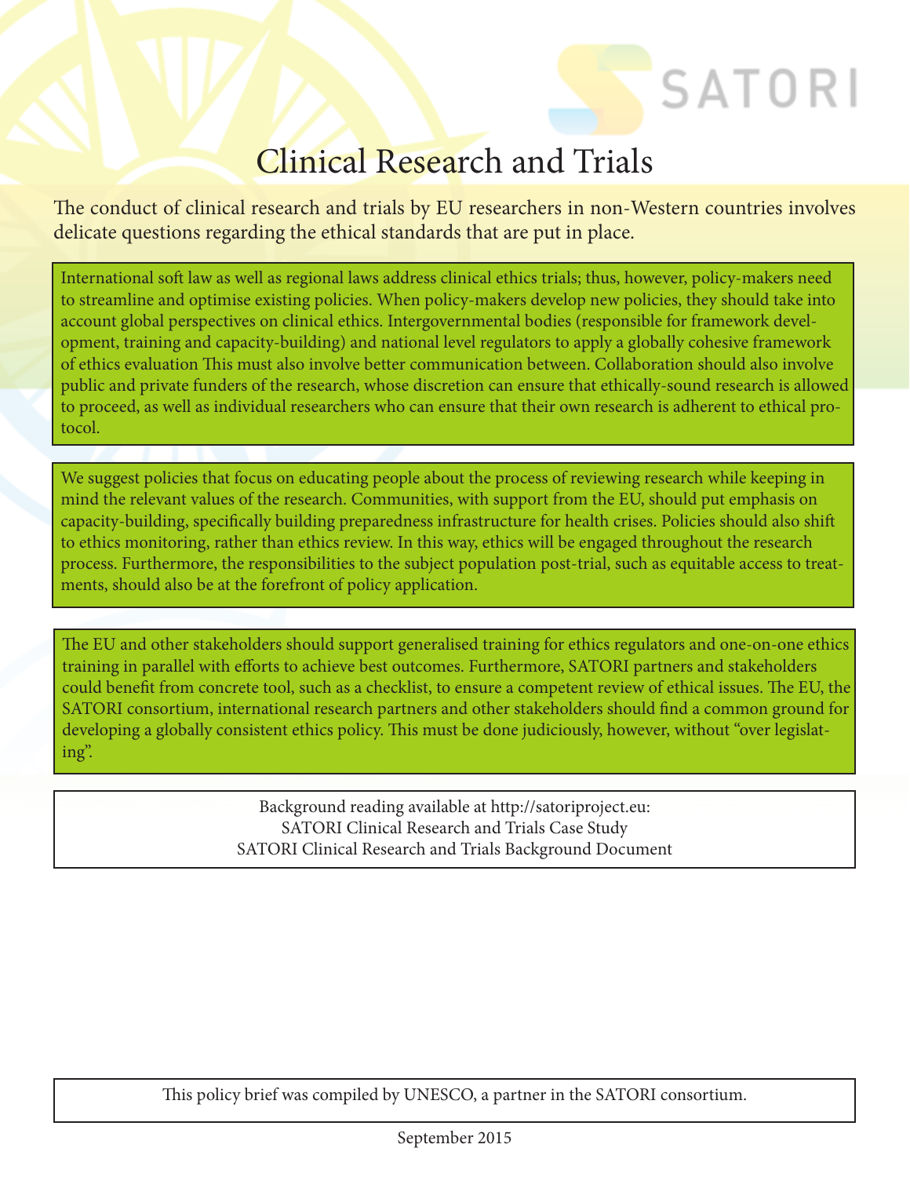# Clinical Research and Trials

The conduct of clinical research and trials by EU researchers in non-Western countries involves delicate questions regarding the ethical standards that are put in place.

International soft law as well as regional laws address clinical ethics trials; thus, however, policy-makers need to streamline and optimise existing policies. When policy-makers develop new policies, they should take into account global perspectives on clinical ethics. Intergovernmental bodies (responsible for framework development, training and capacity-building) and national level regulators to apply a globally cohesive framework of ethics evaluation This must also involve better communication between. Collaboration should also involve public and private funders of the research, whose discretion can ensure that ethically-sound research is allowed to proceed, as well as individual researchers who can ensure that their own research is adherent to ethical protocol.

We suggest policies that focus on educating people about the process of reviewing research while keeping in mind the relevant values of the research. Communities, with support from the EU, should put emphasis on capacity-building, specifically building preparedness infrastructure for health crises. Policies should also shift to ethics monitoring, rather than ethics review. In this way, ethics will be engaged throughout the research process. Furthermore, the responsibilities to the subject population post-trial, such as equitable access to treatments, should also be at the forefront of policy application.

The EU and other stakeholders should support generalised training for ethics regulators and one-on-one ethics training in parallel with efforts to achieve best outcomes. Furthermore, SATORI partners and stakeholders could benefit from concrete tool, such as a checklist, to ensure a competent review of ethical issues. The EU, the SATORI consortium, international research partners and other stakeholders should find a common ground for developing a globally consistent ethics policy. This must be done judiciously, however, without "over legislating".

Background reading available at http://satoriproject.eu:
SATORI Clinical Research and Trials Case Study
SATORI Clinical Research and Trials Background Document

This policy brief was compiled by UNESCO, a partner in the SATORI consortium.

September 2015